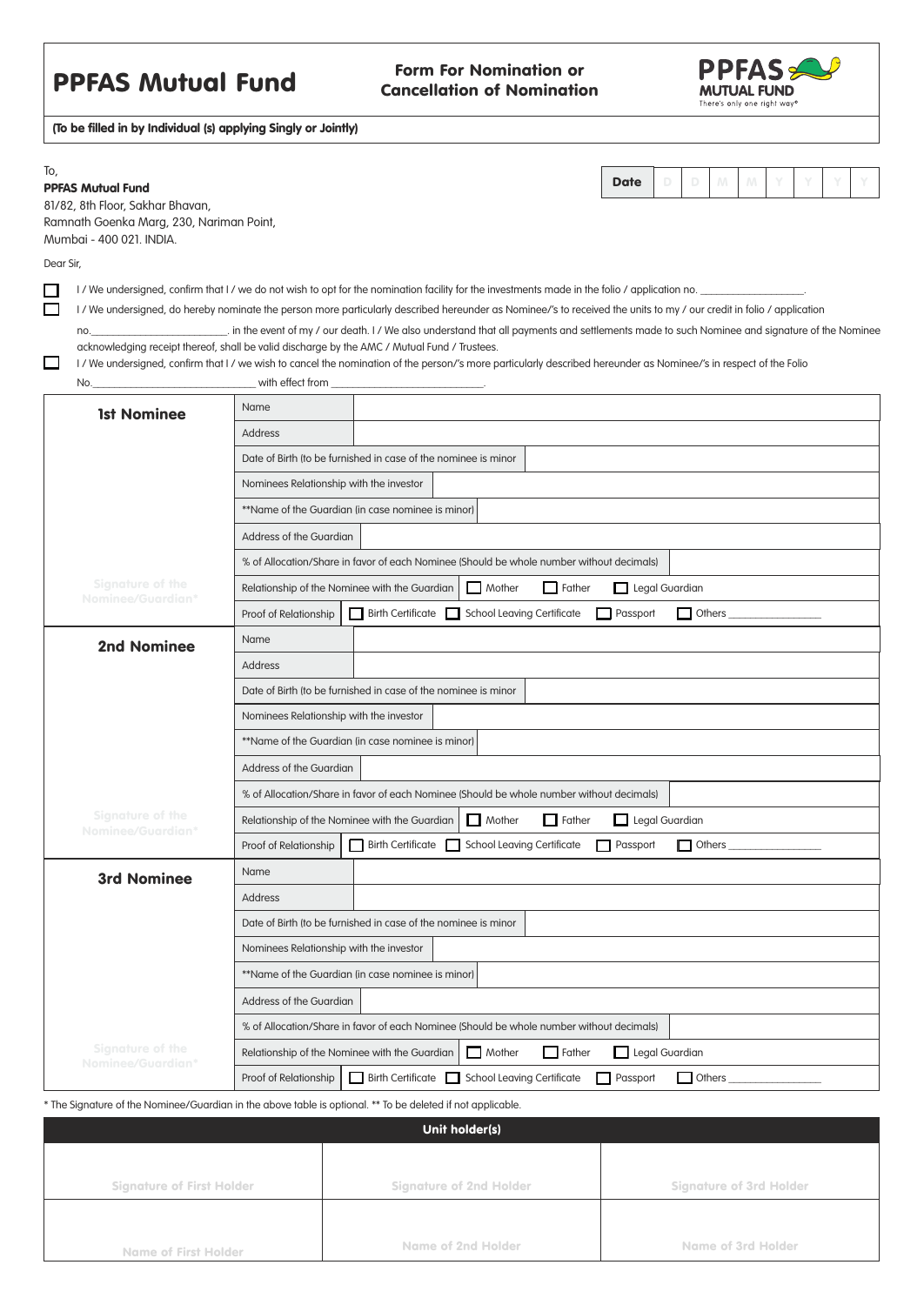# PPFAS Mutual Fund

**Form For Nomination or Cancellation of Nomination**

PPFAS MUTUAL FUND
There's only one right way®

**(To be filled in by Individual (s) applying Singly or Jointly)**

To,
**PPFAS Mutual Fund**
81/82, 8th Floor, Sakhar Bhavan,
Ramnath Goenka Marg, 230, Nariman Point,
Mumbai - 400 021. INDIA.

| Date | D | D | M | M | Y | Y | Y | Y |
|---|---|---|---|---|---|---|---|---|

Dear Sir,

☐ I / We undersigned, confirm that I / we do not wish to opt for the nomination facility for the investments made in the folio / application no. __________________.

☐ I / We undersigned, do hereby nominate the person more particularly described hereunder as Nominee/'s to received the units to my / our credit in folio / application no.________________________. in the event of my / our death. I / We also understand that all payments and settlements made to such Nominee and signature of the Nominee acknowledging receipt thereof, shall be valid discharge by the AMC / Mutual Fund / Trustees.

☐ I / We undersigned, confirm that I / we wish to cancel the nomination of the person/'s more particularly described hereunder as Nominee/'s in respect of the Folio No.____________________________ with effect from ___________________________.

| | | |
|---|---|---|
| **1st Nominee** | Name | |
| | Address | |
| | Date of Birth (to be furnished in case of the nominee is minor | |
| | Nominees Relationship with the investor | |
| | **Name of the Guardian (in case nominee is minor) | |
| | Address of the Guardian | |
| | % of Allocation/Share in favor of each Nominee (Should be whole number without decimals) | |
| Signature of the Nominee/Guardian* | Relationship of the Nominee with the Guardian | ☐ Mother ☐ Father ☐ Legal Guardian |
| | Proof of Relationship | ☐ Birth Certificate ☐ School Leaving Certificate ☐ Passport ☐ Others ________________ |
| **2nd Nominee** | Name | |
| | Address | |
| | Date of Birth (to be furnished in case of the nominee is minor | |
| | Nominees Relationship with the investor | |
| | **Name of the Guardian (in case nominee is minor) | |
| | Address of the Guardian | |
| | % of Allocation/Share in favor of each Nominee (Should be whole number without decimals) | |
| Signature of the Nominee/Guardian* | Relationship of the Nominee with the Guardian | ☐ Mother ☐ Father ☐ Legal Guardian |
| | Proof of Relationship | ☐ Birth Certificate ☐ School Leaving Certificate ☐ Passport ☐ Others ________________ |
| **3rd Nominee** | Name | |
| | Address | |
| | Date of Birth (to be furnished in case of the nominee is minor | |
| | Nominees Relationship with the investor | |
| | **Name of the Guardian (in case nominee is minor) | |
| | Address of the Guardian | |
| | % of Allocation/Share in favor of each Nominee (Should be whole number without decimals) | |
| Signature of the Nominee/Guardian* | Relationship of the Nominee with the Guardian | ☐ Mother ☐ Father ☐ Legal Guardian |
| | Proof of Relationship | ☐ Birth Certificate ☐ School Leaving Certificate ☐ Passport ☐ Others ________________ |

* The Signature of the Nominee/Guardian in the above table is optional. ** To be deleted if not applicable.

| Unit holder(s) | | |
|---|---|---|
| Signature of First Holder | Signature of 2nd Holder | Signature of 3rd Holder |
| Name of First Holder | Name of 2nd Holder | Name of 3rd Holder |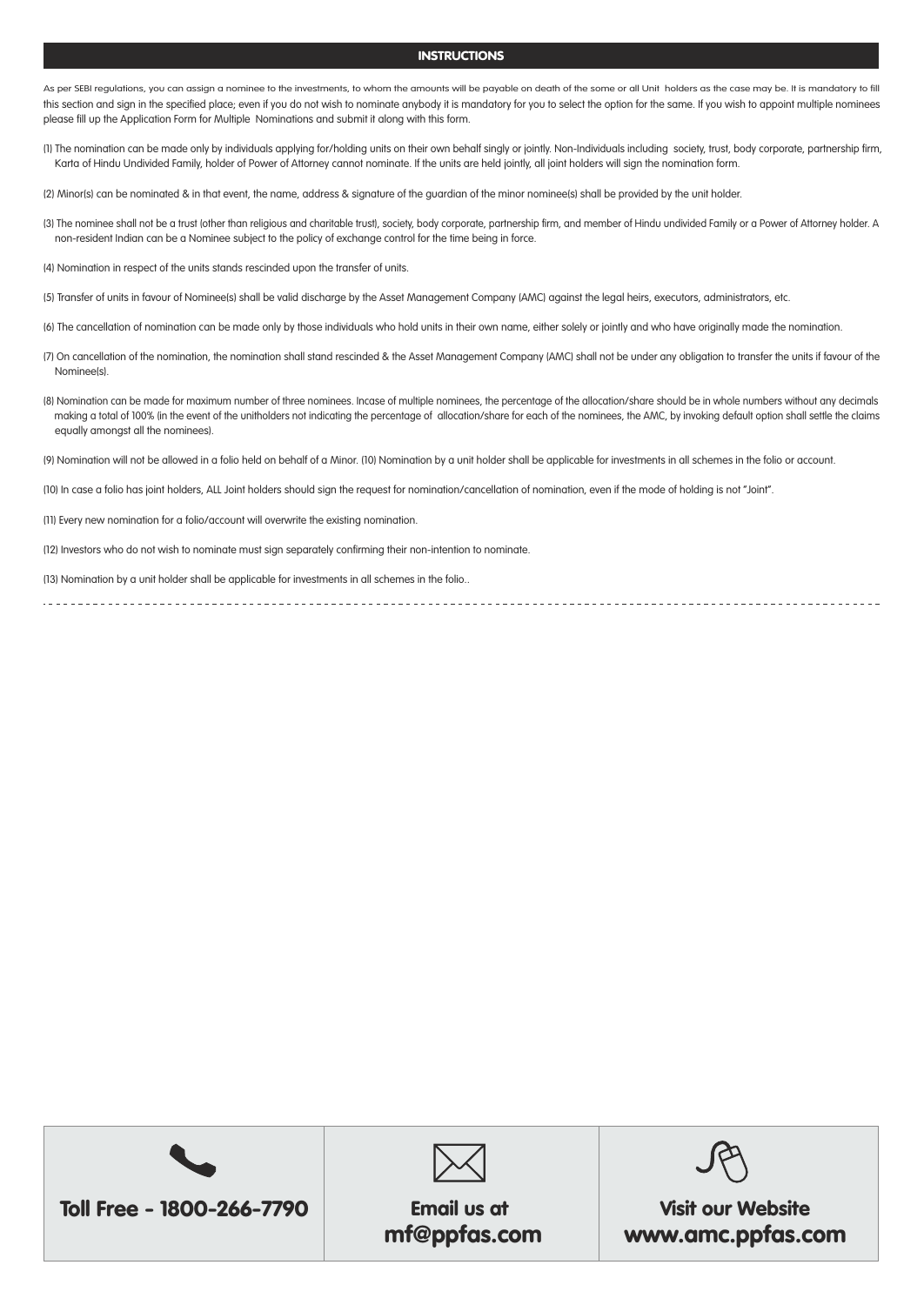## INSTRUCTIONS

As per SEBI regulations, you can assign a nominee to the investments, to whom the amounts will be payable on death of the some or all Unit holders as the case may be. It is mandatory to fill this section and sign in the specified place; even if you do not wish to nominate anybody it is mandatory for you to select the option for the same. If you wish to appoint multiple nominees please fill up the Application Form for Multiple Nominations and submit it along with this form.

(1) The nomination can be made only by individuals applying for/holding units on their own behalf singly or jointly. Non-Individuals including society, trust, body corporate, partnership firm, Karta of Hindu Undivided Family, holder of Power of Attorney cannot nominate. If the units are held jointly, all joint holders will sign the nomination form.

(2) Minor(s) can be nominated & in that event, the name, address & signature of the guardian of the minor nominee(s) shall be provided by the unit holder.

(3) The nominee shall not be a trust (other than religious and charitable trust), society, body corporate, partnership firm, and member of Hindu undivided Family or a Power of Attorney holder. A non-resident Indian can be a Nominee subject to the policy of exchange control for the time being in force.

(4) Nomination in respect of the units stands rescinded upon the transfer of units.

(5) Transfer of units in favour of Nominee(s) shall be valid discharge by the Asset Management Company (AMC) against the legal heirs, executors, administrators, etc.

(6) The cancellation of nomination can be made only by those individuals who hold units in their own name, either solely or jointly and who have originally made the nomination.

(7) On cancellation of the nomination, the nomination shall stand rescinded & the Asset Management Company (AMC) shall not be under any obligation to transfer the units if favour of the Nominee(s).

(8) Nomination can be made for maximum number of three nominees. Incase of multiple nominees, the percentage of the allocation/share should be in whole numbers without any decimals making a total of 100% (in the event of the unitholders not indicating the percentage of allocation/share for each of the nominees, the AMC, by invoking default option shall settle the claims equally amongst all the nominees).

(9) Nomination will not be allowed in a folio held on behalf of a Minor. (10) Nomination by a unit holder shall be applicable for investments in all schemes in the folio or account.

(10) In case a folio has joint holders, ALL Joint holders should sign the request for nomination/cancellation of nomination, even if the mode of holding is not "Joint".

(11) Every new nomination for a folio/account will overwrite the existing nomination.

(12) Investors who do not wish to nominate must sign separately confirming their non-intention to nominate.

(13) Nomination by a unit holder shall be applicable for investments in all schemes in the folio..

| | | |
|---|---|---|
| **Toll Free - 1800-266-7790** | **Email us at mf@ppfas.com** | **Visit our Website www.amc.ppfas.com** |